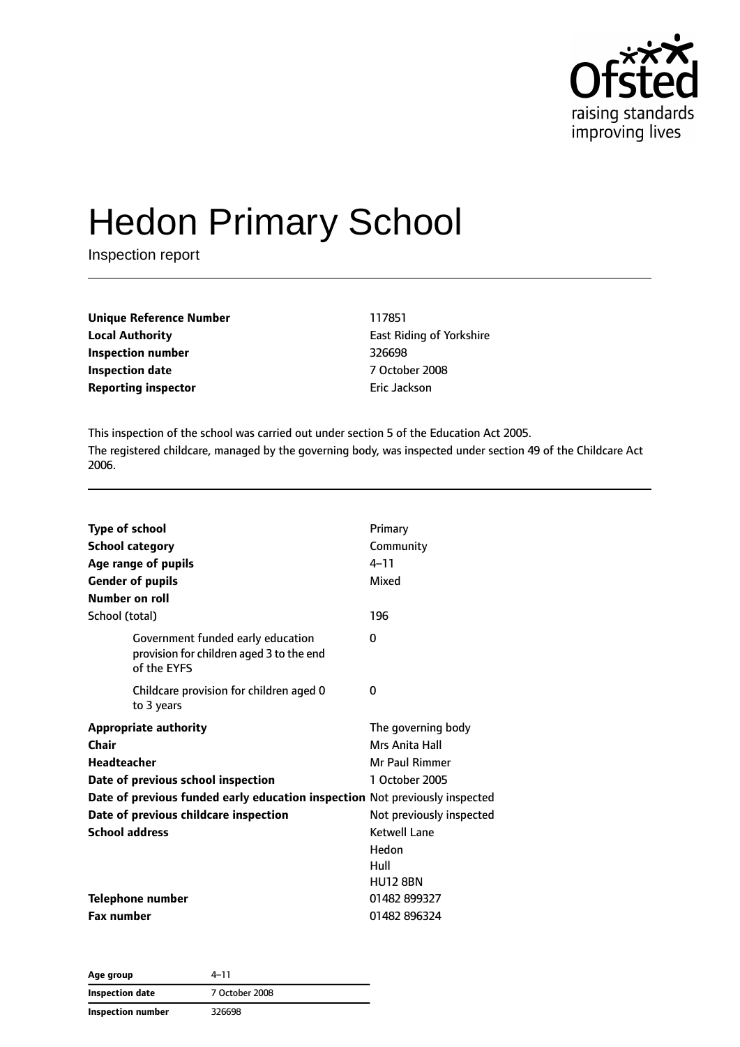# Hedon Primary School

Inspection report

| | |
|---|---|
| **Unique Reference Number** | 117851 |
| **Local Authority** | East Riding of Yorkshire |
| **Inspection number** | 326698 |
| **Inspection date** | 7 October 2008 |
| **Reporting inspector** | Eric Jackson |

This inspection of the school was carried out under section 5 of the Education Act 2005.

The registered childcare, managed by the governing body, was inspected under section 49 of the Childcare Act 2006.

| | |
|---|---|
| **Type of school** | Primary |
| **School category** | Community |
| **Age range of pupils** | 4–11 |
| **Gender of pupils** | Mixed |
| **Number on roll** | |
| School (total) | 196 |
| Government funded early education provision for children aged 3 to the end of the EYFS | 0 |
| Childcare provision for children aged 0 to 3 years | 0 |
| **Appropriate authority** | The governing body |
| **Chair** | Mrs Anita Hall |
| **Headteacher** | Mr Paul Rimmer |
| **Date of previous school inspection** | 1 October 2005 |
| **Date of previous funded early education inspection** | Not previously inspected |
| **Date of previous childcare inspection** | Not previously inspected |
| **School address** | Ketwell Lane<br>Hedon<br>Hull<br>HU12 8BN |
| **Telephone number** | 01482 899327 |
| **Fax number** | 01482 896324 |

| | |
|---|---|
| **Age group** | 4–11 |
| **Inspection date** | 7 October 2008 |
| **Inspection number** | 326698 |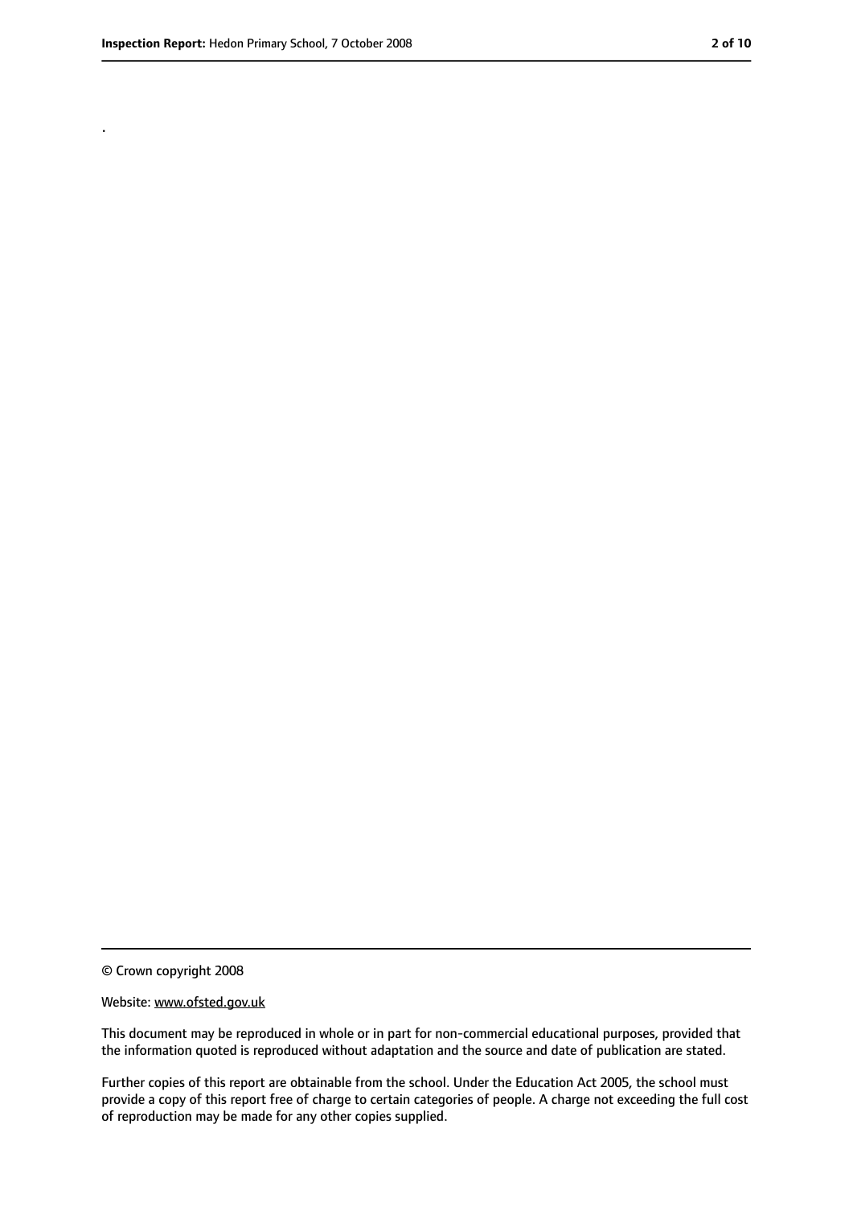.

© Crown copyright 2008

Website: www.ofsted.gov.uk

This document may be reproduced in whole or in part for non-commercial educational purposes, provided that the information quoted is reproduced without adaptation and the source and date of publication are stated.

Further copies of this report are obtainable from the school. Under the Education Act 2005, the school must provide a copy of this report free of charge to certain categories of people. A charge not exceeding the full cost of reproduction may be made for any other copies supplied.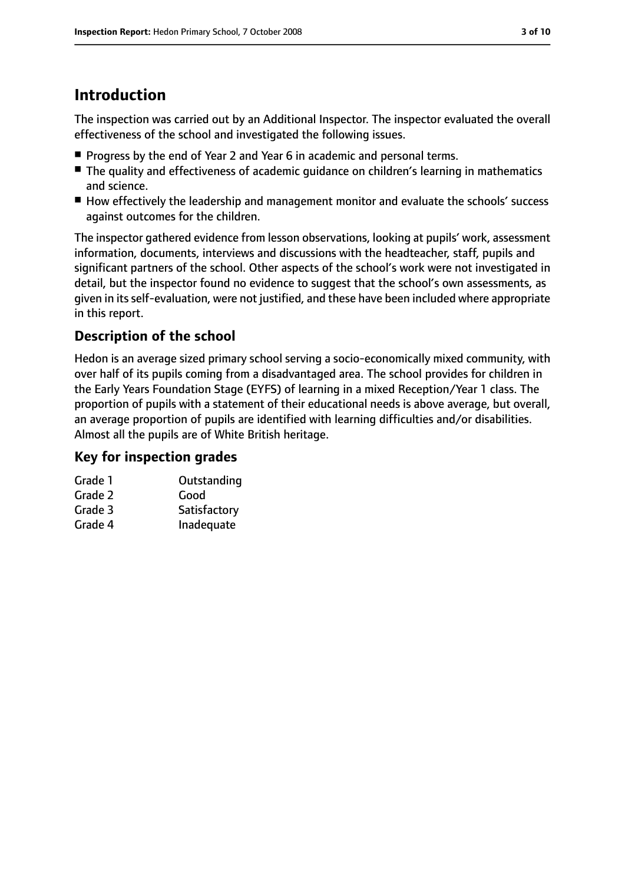# Introduction

The inspection was carried out by an Additional Inspector. The inspector evaluated the overall effectiveness of the school and investigated the following issues.

- Progress by the end of Year 2 and Year 6 in academic and personal terms.
- The quality and effectiveness of academic guidance on children's learning in mathematics and science.
- How effectively the leadership and management monitor and evaluate the schools' success against outcomes for the children.

The inspector gathered evidence from lesson observations, looking at pupils' work, assessment information, documents, interviews and discussions with the headteacher, staff, pupils and significant partners of the school. Other aspects of the school's work were not investigated in detail, but the inspector found no evidence to suggest that the school's own assessments, as given in its self-evaluation, were not justified, and these have been included where appropriate in this report.

## Description of the school

Hedon is an average sized primary school serving a socio-economically mixed community, with over half of its pupils coming from a disadvantaged area. The school provides for children in the Early Years Foundation Stage (EYFS) of learning in a mixed Reception/Year 1 class. The proportion of pupils with a statement of their educational needs is above average, but overall, an average proportion of pupils are identified with learning difficulties and/or disabilities. Almost all the pupils are of White British heritage.

## Key for inspection grades

| | |
|---|---|
| Grade 1 | Outstanding |
| Grade 2 | Good |
| Grade 3 | Satisfactory |
| Grade 4 | Inadequate |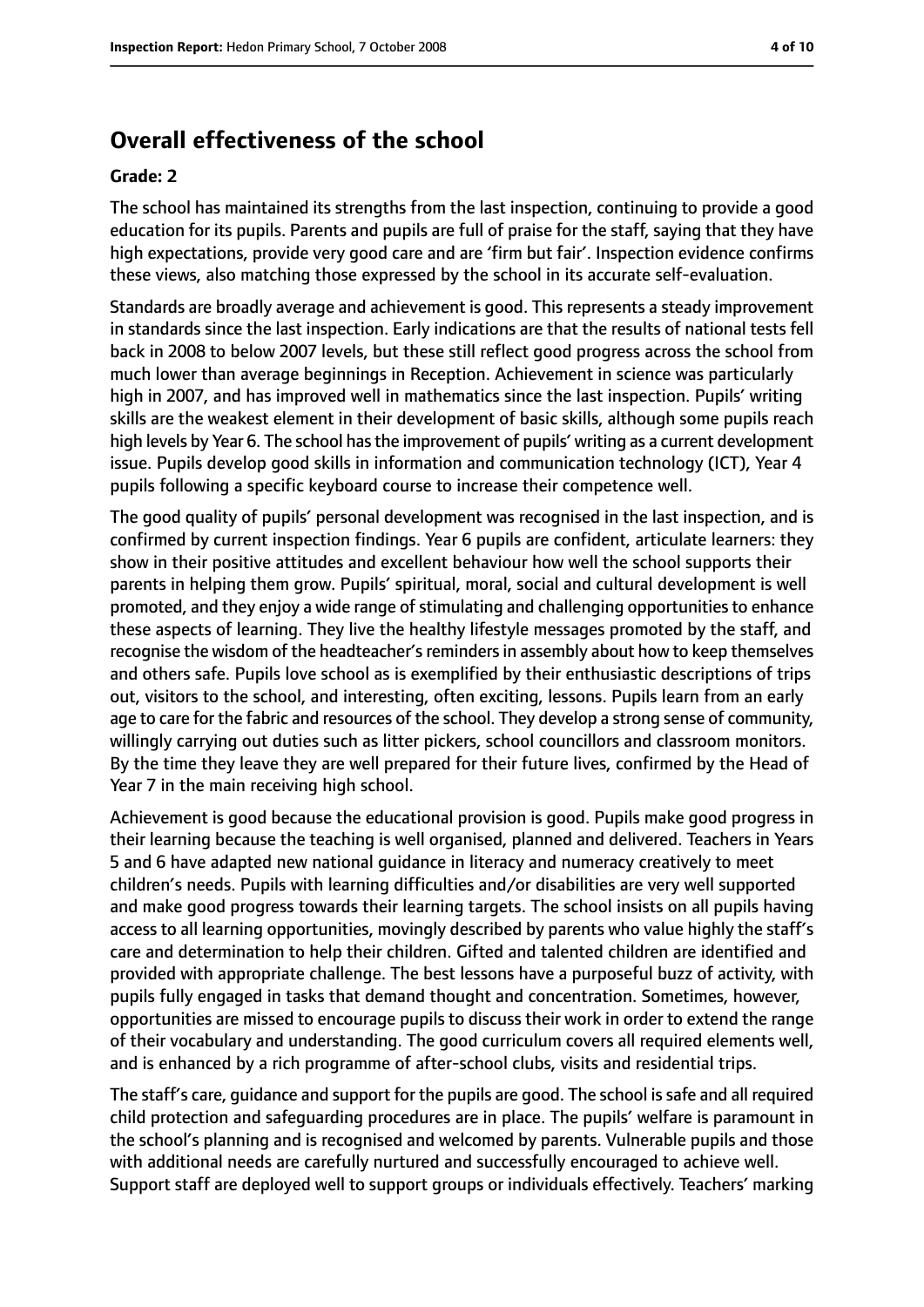## Overall effectiveness of the school

**Grade: 2**

The school has maintained its strengths from the last inspection, continuing to provide a good education for its pupils. Parents and pupils are full of praise for the staff, saying that they have high expectations, provide very good care and are 'firm but fair'. Inspection evidence confirms these views, also matching those expressed by the school in its accurate self-evaluation.

Standards are broadly average and achievement is good. This represents a steady improvement in standards since the last inspection. Early indications are that the results of national tests fell back in 2008 to below 2007 levels, but these still reflect good progress across the school from much lower than average beginnings in Reception. Achievement in science was particularly high in 2007, and has improved well in mathematics since the last inspection. Pupils' writing skills are the weakest element in their development of basic skills, although some pupils reach high levels by Year 6. The school has the improvement of pupils' writing as a current development issue. Pupils develop good skills in information and communication technology (ICT), Year 4 pupils following a specific keyboard course to increase their competence well.

The good quality of pupils' personal development was recognised in the last inspection, and is confirmed by current inspection findings. Year 6 pupils are confident, articulate learners: they show in their positive attitudes and excellent behaviour how well the school supports their parents in helping them grow. Pupils' spiritual, moral, social and cultural development is well promoted, and they enjoy a wide range of stimulating and challenging opportunities to enhance these aspects of learning. They live the healthy lifestyle messages promoted by the staff, and recognise the wisdom of the headteacher's reminders in assembly about how to keep themselves and others safe. Pupils love school as is exemplified by their enthusiastic descriptions of trips out, visitors to the school, and interesting, often exciting, lessons. Pupils learn from an early age to care for the fabric and resources of the school. They develop a strong sense of community, willingly carrying out duties such as litter pickers, school councillors and classroom monitors. By the time they leave they are well prepared for their future lives, confirmed by the Head of Year 7 in the main receiving high school.

Achievement is good because the educational provision is good. Pupils make good progress in their learning because the teaching is well organised, planned and delivered. Teachers in Years 5 and 6 have adapted new national guidance in literacy and numeracy creatively to meet children's needs. Pupils with learning difficulties and/or disabilities are very well supported and make good progress towards their learning targets. The school insists on all pupils having access to all learning opportunities, movingly described by parents who value highly the staff's care and determination to help their children. Gifted and talented children are identified and provided with appropriate challenge. The best lessons have a purposeful buzz of activity, with pupils fully engaged in tasks that demand thought and concentration. Sometimes, however, opportunities are missed to encourage pupils to discuss their work in order to extend the range of their vocabulary and understanding. The good curriculum covers all required elements well, and is enhanced by a rich programme of after-school clubs, visits and residential trips.

The staff's care, guidance and support for the pupils are good. The school is safe and all required child protection and safeguarding procedures are in place. The pupils' welfare is paramount in the school's planning and is recognised and welcomed by parents. Vulnerable pupils and those with additional needs are carefully nurtured and successfully encouraged to achieve well. Support staff are deployed well to support groups or individuals effectively. Teachers' marking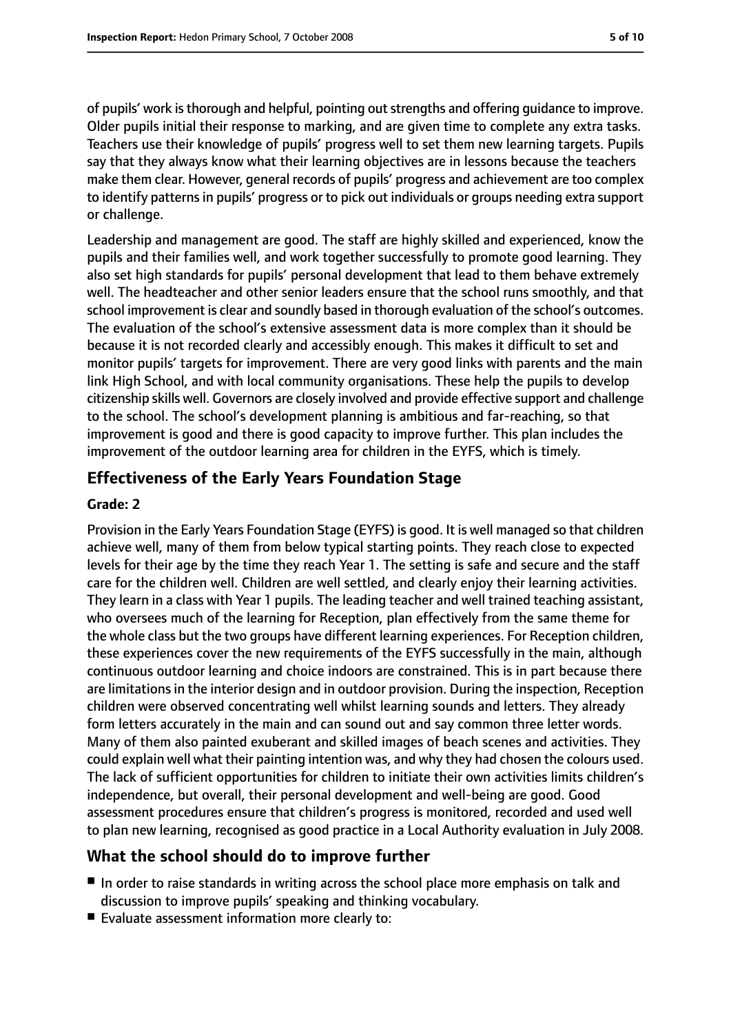of pupils' work is thorough and helpful, pointing out strengths and offering guidance to improve. Older pupils initial their response to marking, and are given time to complete any extra tasks. Teachers use their knowledge of pupils' progress well to set them new learning targets. Pupils say that they always know what their learning objectives are in lessons because the teachers make them clear. However, general records of pupils' progress and achievement are too complex to identify patterns in pupils' progress or to pick out individuals or groups needing extra support or challenge.

Leadership and management are good. The staff are highly skilled and experienced, know the pupils and their families well, and work together successfully to promote good learning. They also set high standards for pupils' personal development that lead to them behave extremely well. The headteacher and other senior leaders ensure that the school runs smoothly, and that school improvement is clear and soundly based in thorough evaluation of the school's outcomes. The evaluation of the school's extensive assessment data is more complex than it should be because it is not recorded clearly and accessibly enough. This makes it difficult to set and monitor pupils' targets for improvement. There are very good links with parents and the main link High School, and with local community organisations. These help the pupils to develop citizenship skills well. Governors are closely involved and provide effective support and challenge to the school. The school's development planning is ambitious and far-reaching, so that improvement is good and there is good capacity to improve further. This plan includes the improvement of the outdoor learning area for children in the EYFS, which is timely.

## Effectiveness of the Early Years Foundation Stage

**Grade: 2**

Provision in the Early Years Foundation Stage (EYFS) is good. It is well managed so that children achieve well, many of them from below typical starting points. They reach close to expected levels for their age by the time they reach Year 1. The setting is safe and secure and the staff care for the children well. Children are well settled, and clearly enjoy their learning activities. They learn in a class with Year 1 pupils. The leading teacher and well trained teaching assistant, who oversees much of the learning for Reception, plan effectively from the same theme for the whole class but the two groups have different learning experiences. For Reception children, these experiences cover the new requirements of the EYFS successfully in the main, although continuous outdoor learning and choice indoors are constrained. This is in part because there are limitations in the interior design and in outdoor provision. During the inspection, Reception children were observed concentrating well whilst learning sounds and letters. They already form letters accurately in the main and can sound out and say common three letter words. Many of them also painted exuberant and skilled images of beach scenes and activities. They could explain well what their painting intention was, and why they had chosen the colours used. The lack of sufficient opportunities for children to initiate their own activities limits children's independence, but overall, their personal development and well-being are good. Good assessment procedures ensure that children's progress is monitored, recorded and used well to plan new learning, recognised as good practice in a Local Authority evaluation in July 2008.

## What the school should do to improve further

- In order to raise standards in writing across the school place more emphasis on talk and discussion to improve pupils' speaking and thinking vocabulary.
- Evaluate assessment information more clearly to: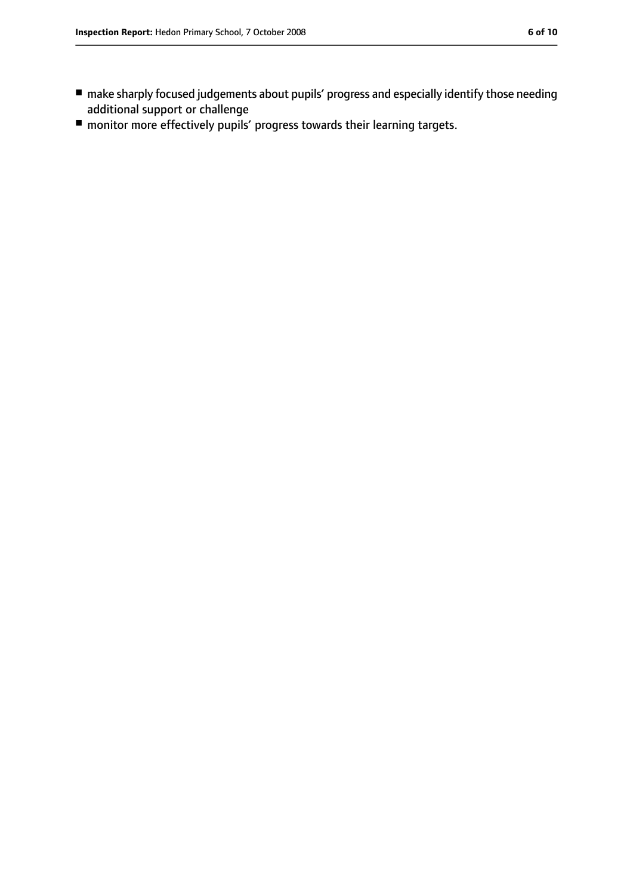- make sharply focused judgements about pupils' progress and especially identify those needing additional support or challenge
- monitor more effectively pupils' progress towards their learning targets.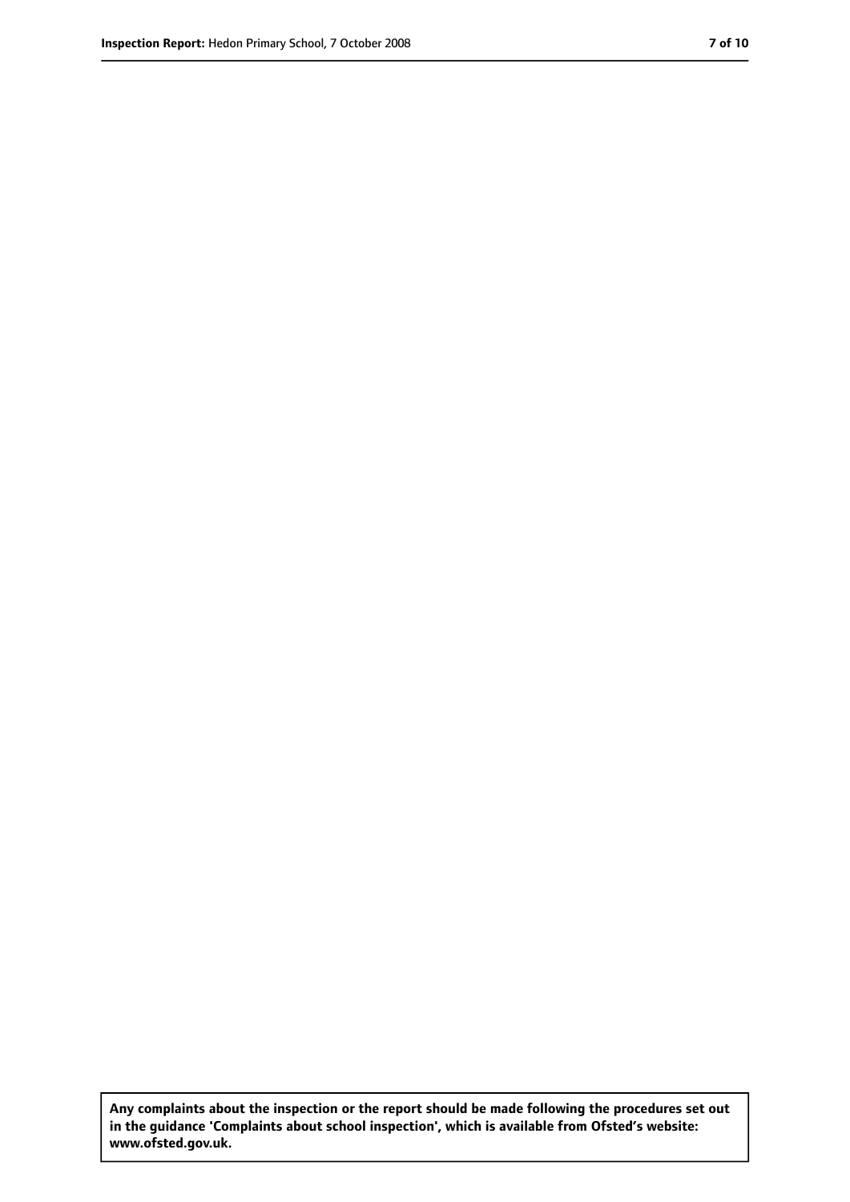**Any complaints about the inspection or the report should be made following the procedures set out in the guidance 'Complaints about school inspection', which is available from Ofsted's website: www.ofsted.gov.uk.**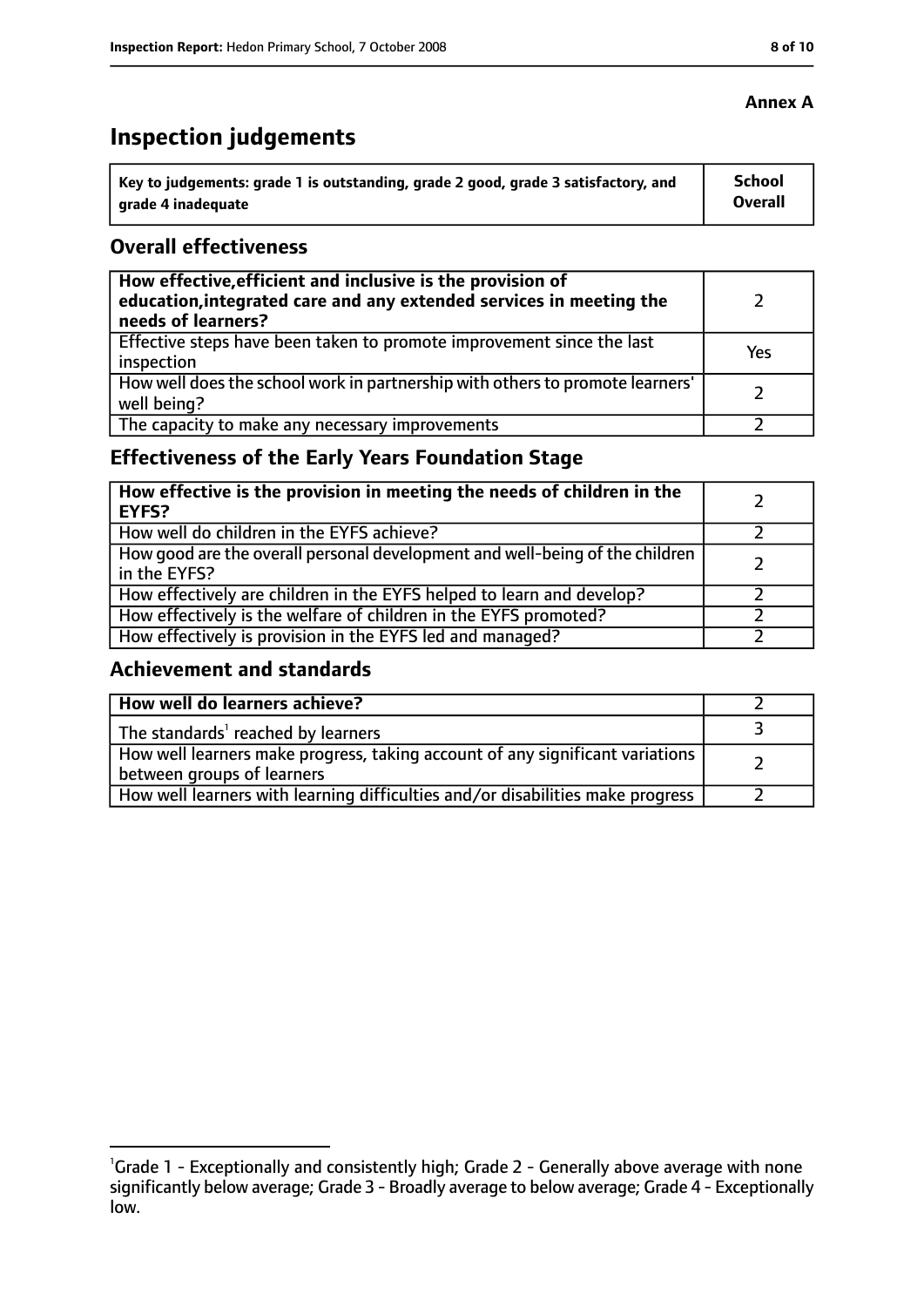**Annex A**

# Inspection judgements

| Key to judgements: grade 1 is outstanding, grade 2 good, grade 3 satisfactory, and grade 4 inadequate | School Overall |
|---|---|

## Overall effectiveness

| | |
|---|---|
| **How effective, efficient and inclusive is the provision of education, integrated care and any extended services in meeting the needs of learners?** | 2 |
| Effective steps have been taken to promote improvement since the last inspection | Yes |
| How well does the school work in partnership with others to promote learners' well being? | 2 |
| The capacity to make any necessary improvements | 2 |

## Effectiveness of the Early Years Foundation Stage

| | |
|---|---|
| **How effective is the provision in meeting the needs of children in the EYFS?** | 2 |
| How well do children in the EYFS achieve? | 2 |
| How good are the overall personal development and well-being of the children in the EYFS? | 2 |
| How effectively are children in the EYFS helped to learn and develop? | 2 |
| How effectively is the welfare of children in the EYFS promoted? | 2 |
| How effectively is provision in the EYFS led and managed? | 2 |

## Achievement and standards

| | |
|---|---|
| **How well do learners achieve?** | 2 |
| The standards[1] reached by learners | 3 |
| How well learners make progress, taking account of any significant variations between groups of learners | 2 |
| How well learners with learning difficulties and/or disabilities make progress | 2 |

[1]Grade 1 - Exceptionally and consistently high; Grade 2 - Generally above average with none significantly below average; Grade 3 - Broadly average to below average; Grade 4 - Exceptionally low.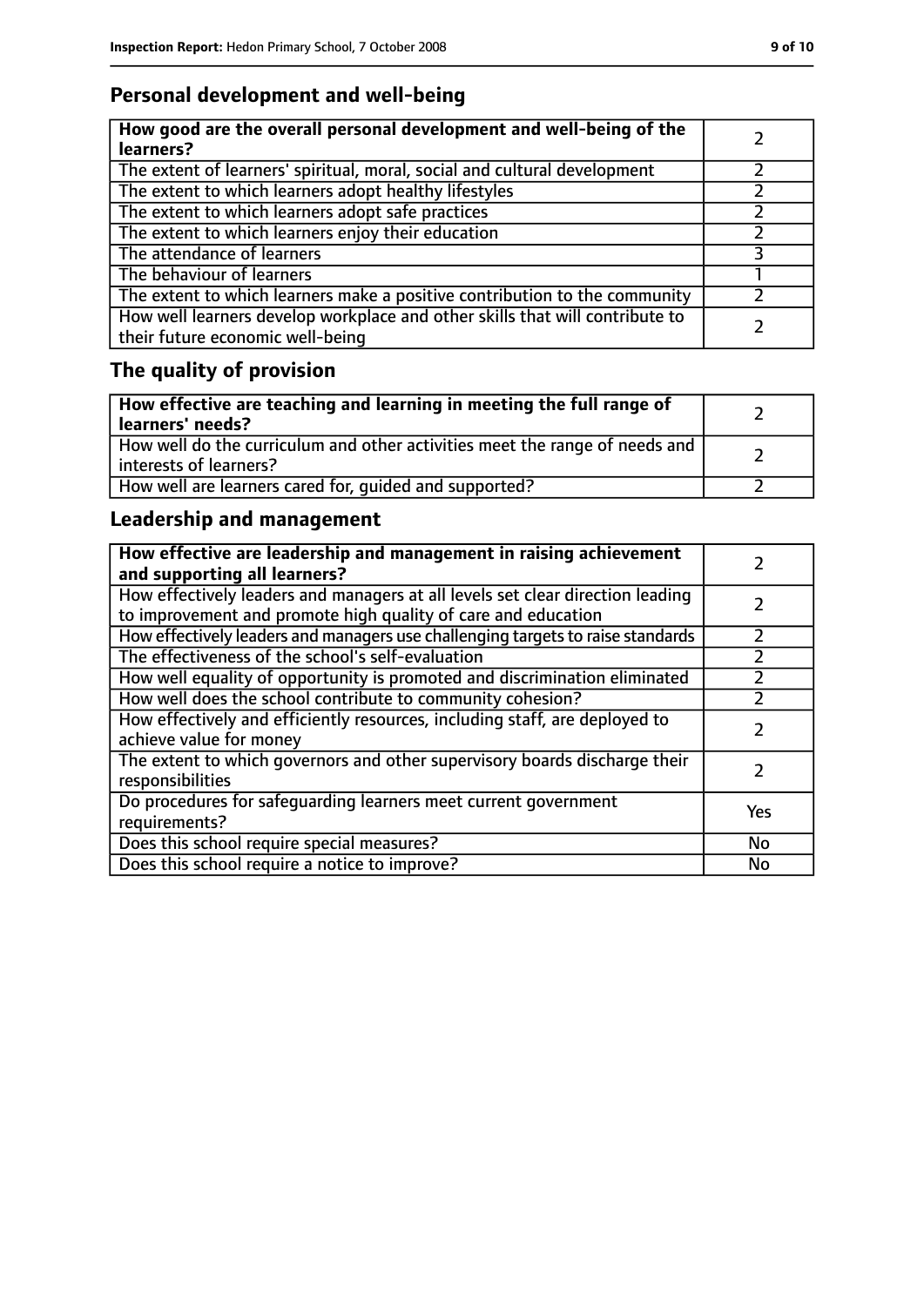## Personal development and well-being

| How good are the overall personal development and well-being of the learners? | 2 |
|---|---|
| The extent of learners' spiritual, moral, social and cultural development | 2 |
| The extent to which learners adopt healthy lifestyles | 2 |
| The extent to which learners adopt safe practices | 2 |
| The extent to which learners enjoy their education | 2 |
| The attendance of learners | 3 |
| The behaviour of learners | 1 |
| The extent to which learners make a positive contribution to the community | 2 |
| How well learners develop workplace and other skills that will contribute to their future economic well-being | 2 |

## The quality of provision

| How effective are teaching and learning in meeting the full range of learners' needs? | 2 |
|---|---|
| How well do the curriculum and other activities meet the range of needs and interests of learners? | 2 |
| How well are learners cared for, guided and supported? | 2 |

## Leadership and management

| How effective are leadership and management in raising achievement and supporting all learners? | 2 |
|---|---|
| How effectively leaders and managers at all levels set clear direction leading to improvement and promote high quality of care and education | 2 |
| How effectively leaders and managers use challenging targets to raise standards | 2 |
| The effectiveness of the school's self-evaluation | 2 |
| How well equality of opportunity is promoted and discrimination eliminated | 2 |
| How well does the school contribute to community cohesion? | 2 |
| How effectively and efficiently resources, including staff, are deployed to achieve value for money | 2 |
| The extent to which governors and other supervisory boards discharge their responsibilities | 2 |
| Do procedures for safeguarding learners meet current government requirements? | Yes |
| Does this school require special measures? | No |
| Does this school require a notice to improve? | No |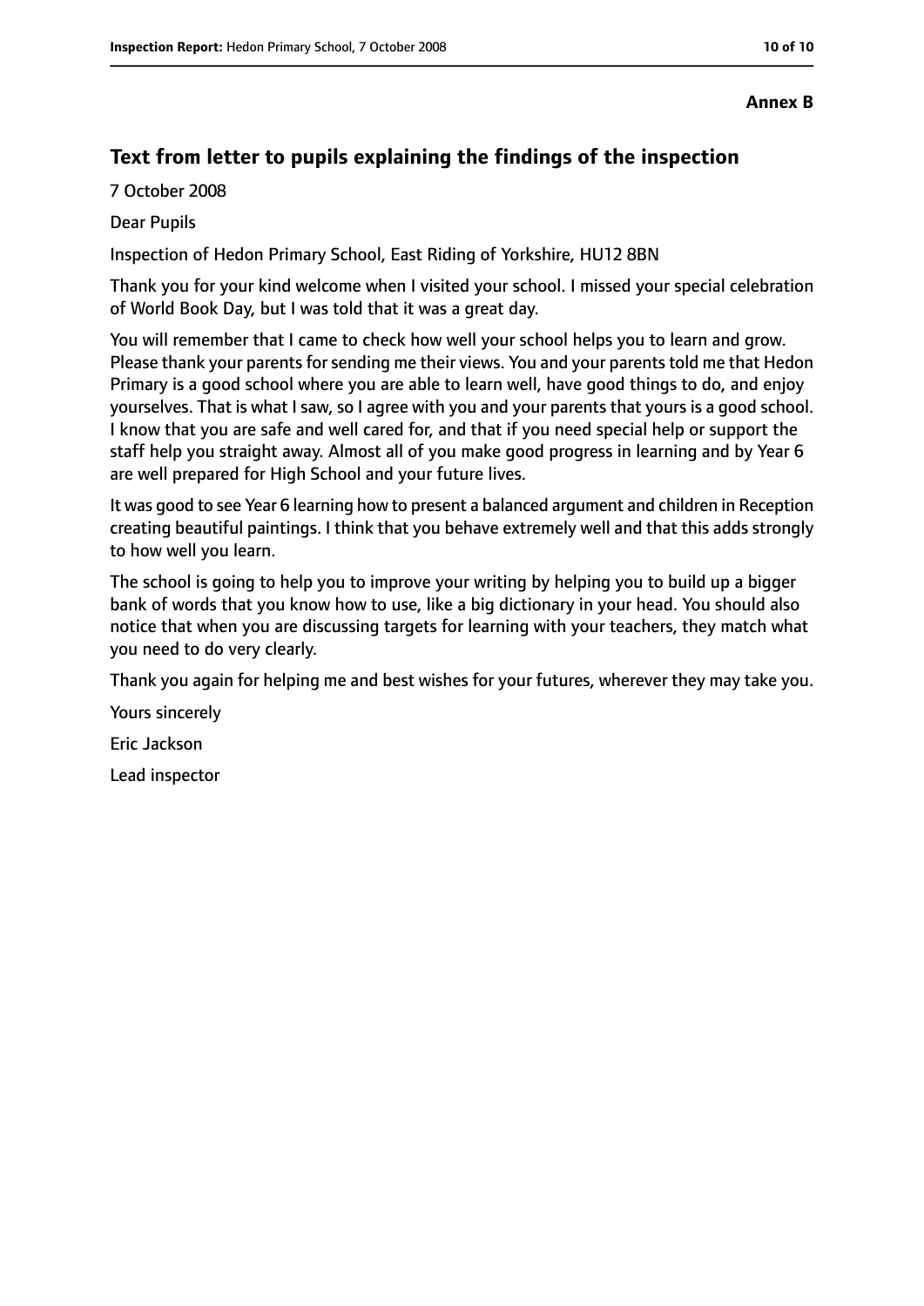**Annex B**

## Text from letter to pupils explaining the findings of the inspection

7 October 2008

Dear Pupils

Inspection of Hedon Primary School, East Riding of Yorkshire, HU12 8BN

Thank you for your kind welcome when I visited your school. I missed your special celebration of World Book Day, but I was told that it was a great day.

You will remember that I came to check how well your school helps you to learn and grow. Please thank your parents for sending me their views. You and your parents told me that Hedon Primary is a good school where you are able to learn well, have good things to do, and enjoy yourselves. That is what I saw, so I agree with you and your parents that yours is a good school. I know that you are safe and well cared for, and that if you need special help or support the staff help you straight away. Almost all of you make good progress in learning and by Year 6 are well prepared for High School and your future lives.

It was good to see Year 6 learning how to present a balanced argument and children in Reception creating beautiful paintings. I think that you behave extremely well and that this adds strongly to how well you learn.

The school is going to help you to improve your writing by helping you to build up a bigger bank of words that you know how to use, like a big dictionary in your head. You should also notice that when you are discussing targets for learning with your teachers, they match what you need to do very clearly.

Thank you again for helping me and best wishes for your futures, wherever they may take you.

Yours sincerely

Eric Jackson

Lead inspector